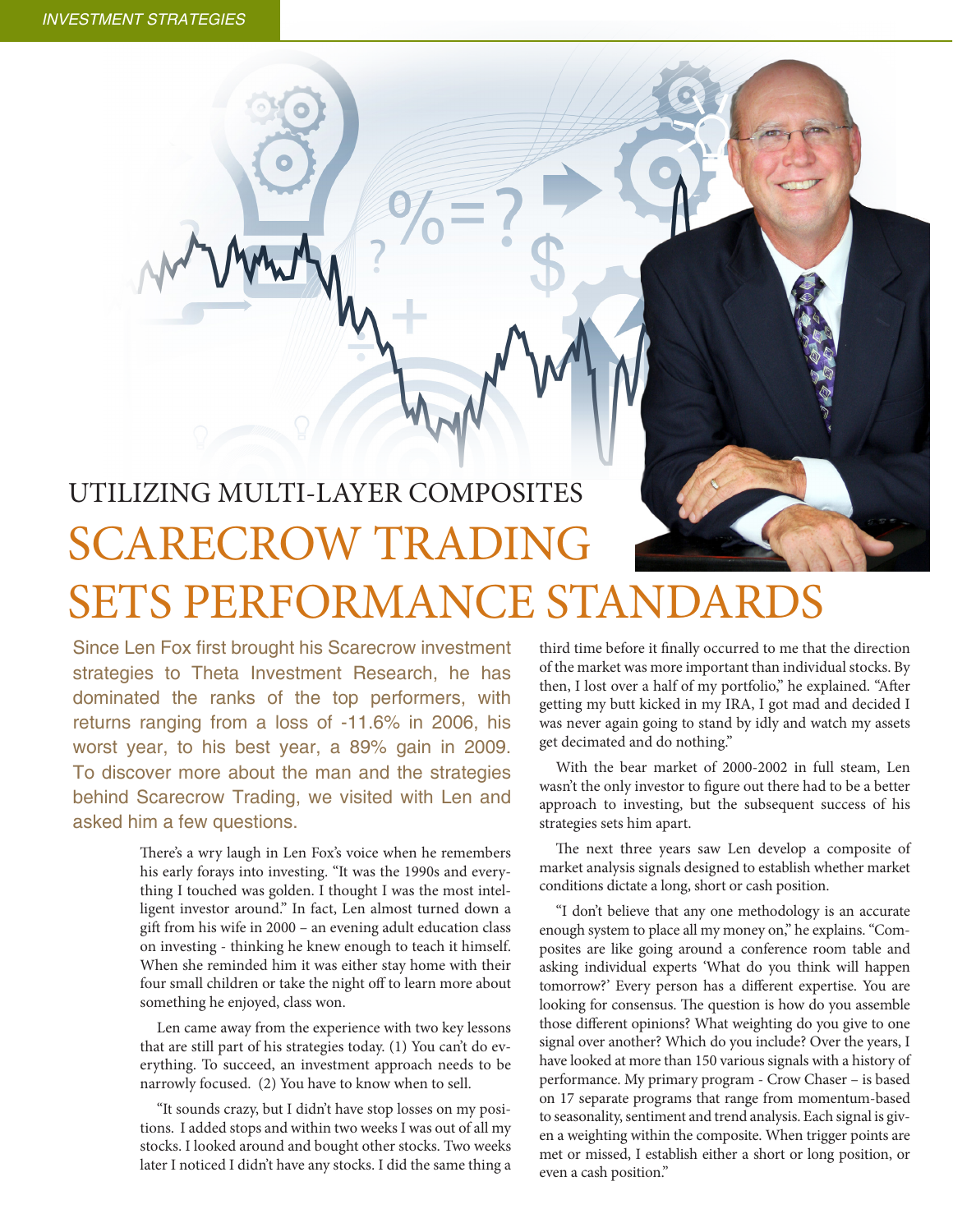# UTILIZING MULTI-LAYER COMPOSITES

# SCARECROW TRADING SETS PERFORMANCE STANDARDS

Since Len Fox first brought his Scarecrow investment strategies to Theta Investment Research, he has dominated the ranks of the top performers, with returns ranging from a loss of -11.6% in 2006, his worst year, to his best year, a 89% gain in 2009. To discover more about the man and the strategies behind Scarecrow Trading, we visited with Len and asked him a few questions.

There's a wry laugh in Len Fox's voice when he remembers his early forays into investing. "It was the 1990s and everything I touched was golden. I thought I was the most intelligent investor around." In fact, Len almost turned down a gift from his wife in 2000 – an evening adult education class on investing - thinking he knew enough to teach it himself. When she reminded him it was either stay home with their four small children or take the night off to learn more about something he enjoyed, class won.

Len came away from the experience with two key lessons that are still part of his strategies today. (1) You can't do everything. To succeed, an investment approach needs to be narrowly focused. (2) You have to know when to sell.

"It sounds crazy, but I didn't have stop losses on my positions. I added stops and within two weeks I was out of all my stocks. I looked around and bought other stocks. Two weeks later I noticed I didn't have any stocks. I did the same thing a third time before it finally occurred to me that the direction of the market was more important than individual stocks. By then, I lost over a half of my portfolio," he explained. "After getting my butt kicked in my IRA, I got mad and decided I was never again going to stand by idly and watch my assets get decimated and do nothing."

With the bear market of 2000-2002 in full steam, Len wasn't the only investor to figure out there had to be a better approach to investing, but the subsequent success of his strategies sets him apart.

The next three years saw Len develop a composite of market analysis signals designed to establish whether market conditions dictate a long, short or cash position.

"I don't believe that any one methodology is an accurate enough system to place all my money on," he explains. "Composites are like going around a conference room table and asking individual experts 'What do you think will happen tomorrow?' Every person has a different expertise. You are looking for consensus. The question is how do you assemble those different opinions? What weighting do you give to one signal over another? Which do you include? Over the years, I have looked at more than 150 various signals with a history of performance. My primary program - Crow Chaser – is based on 17 separate programs that range from momentum-based to seasonality, sentiment and trend analysis. Each signal is given a weighting within the composite. When trigger points are met or missed, I establish either a short or long position, or even a cash position."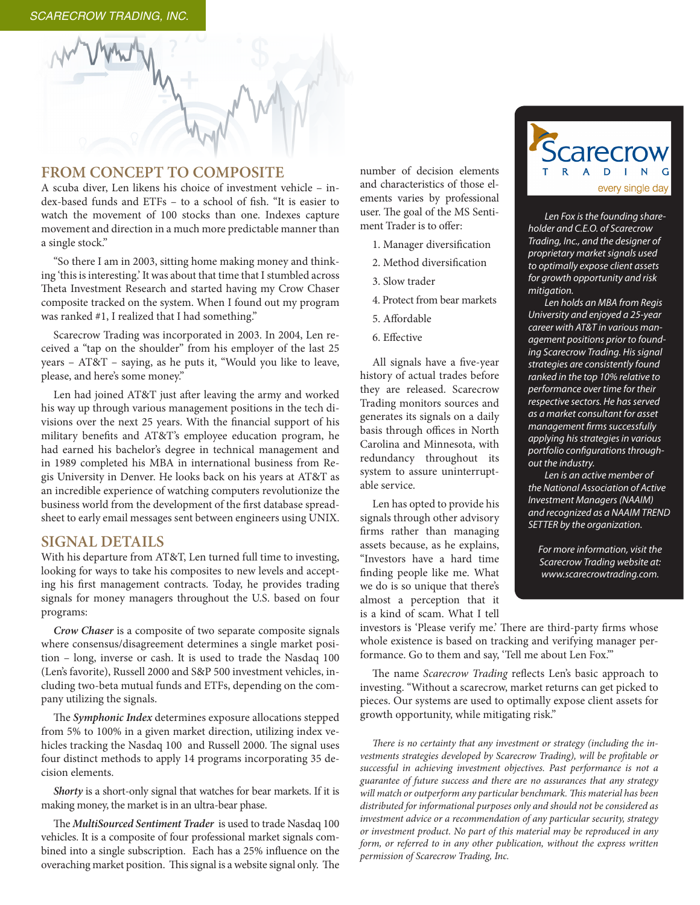## FROM CONCEPT TO COMPOSITE

A scuba diver, Len likens his choice of investment vehicle – index-based funds and ETFs – to a school of fish. "It is easier to watch the movement of 100 stocks than one. Indexes capture movement and direction in a much more predictable manner than a single stock."

"So there I am in 2003, sitting home making money and thinking 'this is interesting.' It was about that time that I stumbled across Theta Investment Research and started having my Crow Chaser composite tracked on the system. When I found out my program was ranked #1, I realized that I had something."

Scarecrow Trading was incorporated in 2003. In 2004, Len received a "tap on the shoulder" from his employer of the last 25 years – AT&T – saying, as he puts it, "Would you like to leave, please, and here's some money."

Len had joined AT&T just after leaving the army and worked his way up through various management positions in the tech divisions over the next 25 years. With the financial support of his military benefits and AT&T's employee education program, he had earned his bachelor's degree in technical management and in 1989 completed his MBA in international business from Regis University in Denver. He looks back on his years at AT&T as an incredible experience of watching computers revolutionize the business world from the development of the first database spreadsheet to early email messages sent between engineers using UNIX.

## SIGNAL DETAILS

With his departure from AT&T, Len turned full time to investing, looking for ways to take his composites to new levels and accepting his first management contracts. Today, he provides trading signals for money managers throughout the U.S. based on four programs:

***Crow Chaser*** is a composite of two separate composite signals where consensus/disagreement determines a single market position – long, inverse or cash. It is used to trade the Nasdaq 100 (Len's favorite), Russell 2000 and S&P 500 investment vehicles, including two-beta mutual funds and ETFs, depending on the company utilizing the signals.

The ***Symphonic Index*** determines exposure allocations stepped from 5% to 100% in a given market direction, utilizing index vehicles tracking the Nasdaq 100 and Russell 2000. The signal uses four distinct methods to apply 14 programs incorporating 35 decision elements.

***Shorty*** is a short-only signal that watches for bear markets. If it is making money, the market is in an ultra-bear phase.

The ***MultiSourced Sentiment Trader*** is used to trade Nasdaq 100 vehicles. It is a composite of four professional market signals combined into a single subscription. Each has a 25% influence on the overaching market position. This signal is a website signal only. The number of decision elements and characteristics of those elements varies by professional user. The goal of the MS Sentiment Trader is to offer:

1. Manager diversification
2. Method diversification
3. Slow trader
4. Protect from bear markets
5. Affordable
6. Effective

All signals have a five-year history of actual trades before they are released. Scarecrow Trading monitors sources and generates its signals on a daily basis through offices in North Carolina and Minnesota, with redundancy throughout its system to assure uninterruptable service.

Len has opted to provide his signals through other advisory firms rather than managing assets because, as he explains, "Investors have a hard time finding people like me. What we do is so unique that there's almost a perception that it is a kind of scam. What I tell investors is 'Please verify me.' There are third-party firms whose whole existence is based on tracking and verifying manager performance. Go to them and say, 'Tell me about Len Fox.'"

The name *Scarecrow Trading* reflects Len's basic approach to investing. "Without a scarecrow, market returns can get picked to pieces. Our systems are used to optimally expose client assets for growth opportunity, while mitigating risk."

*There is no certainty that any investment or strategy (including the investments strategies developed by Scarecrow Trading), will be profitable or successful in achieving investment objectives. Past performance is not a guarantee of future success and there are no assurances that any strategy will match or outperform any particular benchmark. This material has been distributed for informational purposes only and should not be considered as investment advice or a recommendation of any particular security, strategy or investment product. No part of this material may be reproduced in any form, or referred to in any other publication, without the express written permission of Scarecrow Trading, Inc.*

Scarecrow TRADING every single day

*Len Fox is the founding shareholder and C.E.O. of Scarecrow Trading, Inc., and the designer of proprietary market signals used to optimally expose client assets for growth opportunity and risk mitigation.*

*Len holds an MBA from Regis University and enjoyed a 25-year career with AT&T in various management positions prior to founding Scarecrow Trading. His signal strategies are consistently found ranked in the top 10% relative to performance over time for their respective sectors. He has served as a market consultant for asset management firms successfully applying his strategies in various portfolio configurations throughout the industry.*

*Len is an active member of the National Association of Active Investment Managers (NAAIM) and recognized as a NAAIM TREND SETTER by the organization.*

*For more information, visit the Scarecrow Trading website at: www.scarecrowtrading.com.*